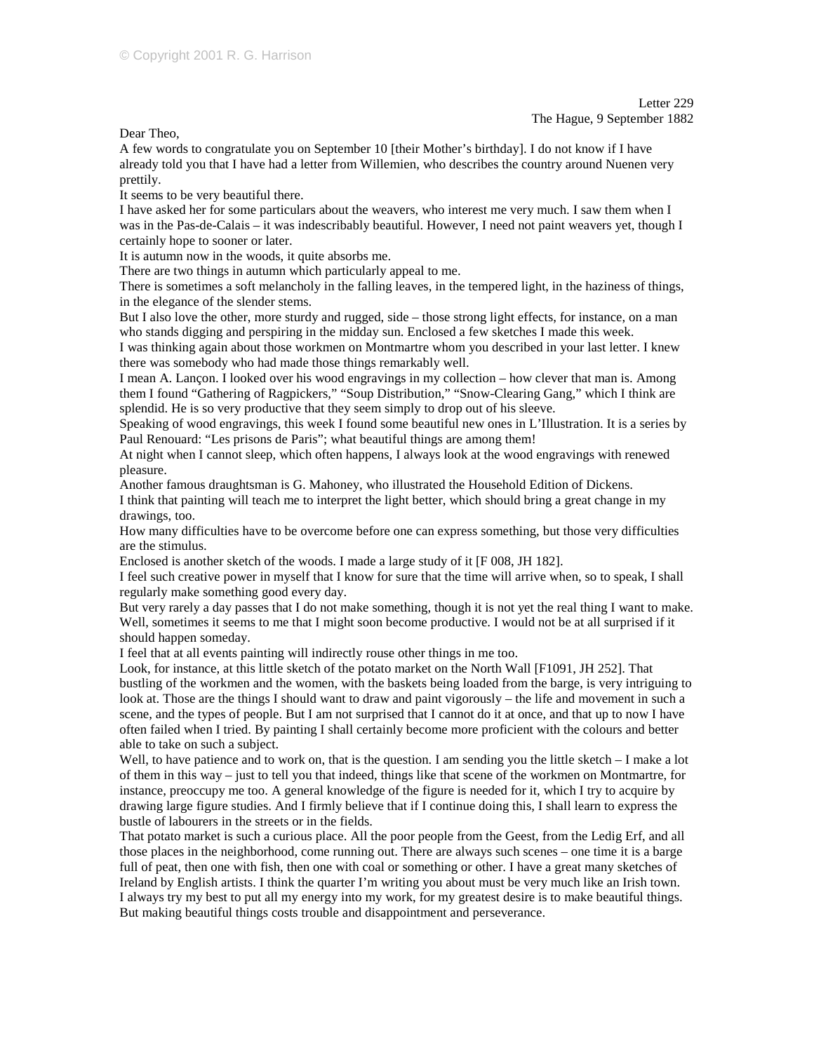© Copyright 2001 R. G. Harrison

Letter 229
The Hague, 9 September 1882

Dear Theo,

A few words to congratulate you on September 10 [their Mother's birthday]. I do not know if I have already told you that I have had a letter from Willemien, who describes the country around Nuenen very prettily.

It seems to be very beautiful there.

I have asked her for some particulars about the weavers, who interest me very much. I saw them when I was in the Pas-de-Calais – it was indescribably beautiful. However, I need not paint weavers yet, though I certainly hope to sooner or later.

It is autumn now in the woods, it quite absorbs me.

There are two things in autumn which particularly appeal to me.

There is sometimes a soft melancholy in the falling leaves, in the tempered light, in the haziness of things, in the elegance of the slender stems.

But I also love the other, more sturdy and rugged, side – those strong light effects, for instance, on a man who stands digging and perspiring in the midday sun. Enclosed a few sketches I made this week.

I was thinking again about those workmen on Montmartre whom you described in your last letter. I knew there was somebody who had made those things remarkably well.

I mean A. Lançon. I looked over his wood engravings in my collection – how clever that man is. Among them I found "Gathering of Ragpickers," "Soup Distribution," "Snow-Clearing Gang," which I think are splendid. He is so very productive that they seem simply to drop out of his sleeve.

Speaking of wood engravings, this week I found some beautiful new ones in L'Illustration. It is a series by Paul Renouard: "Les prisons de Paris"; what beautiful things are among them!

At night when I cannot sleep, which often happens, I always look at the wood engravings with renewed pleasure.

Another famous draughtsman is G. Mahoney, who illustrated the Household Edition of Dickens.

I think that painting will teach me to interpret the light better, which should bring a great change in my drawings, too.

How many difficulties have to be overcome before one can express something, but those very difficulties are the stimulus.

Enclosed is another sketch of the woods. I made a large study of it [F 008, JH 182].

I feel such creative power in myself that I know for sure that the time will arrive when, so to speak, I shall regularly make something good every day.

But very rarely a day passes that I do not make something, though it is not yet the real thing I want to make. Well, sometimes it seems to me that I might soon become productive. I would not be at all surprised if it should happen someday.

I feel that at all events painting will indirectly rouse other things in me too.

Look, for instance, at this little sketch of the potato market on the North Wall [F1091, JH 252]. That bustling of the workmen and the women, with the baskets being loaded from the barge, is very intriguing to look at. Those are the things I should want to draw and paint vigorously – the life and movement in such a scene, and the types of people. But I am not surprised that I cannot do it at once, and that up to now I have often failed when I tried. By painting I shall certainly become more proficient with the colours and better able to take on such a subject.

Well, to have patience and to work on, that is the question. I am sending you the little sketch – I make a lot of them in this way – just to tell you that indeed, things like that scene of the workmen on Montmartre, for instance, preoccupy me too. A general knowledge of the figure is needed for it, which I try to acquire by drawing large figure studies. And I firmly believe that if I continue doing this, I shall learn to express the bustle of labourers in the streets or in the fields.

That potato market is such a curious place. All the poor people from the Geest, from the Ledig Erf, and all those places in the neighborhood, come running out. There are always such scenes – one time it is a barge full of peat, then one with fish, then one with coal or something or other. I have a great many sketches of Ireland by English artists. I think the quarter I'm writing you about must be very much like an Irish town.

I always try my best to put all my energy into my work, for my greatest desire is to make beautiful things. But making beautiful things costs trouble and disappointment and perseverance.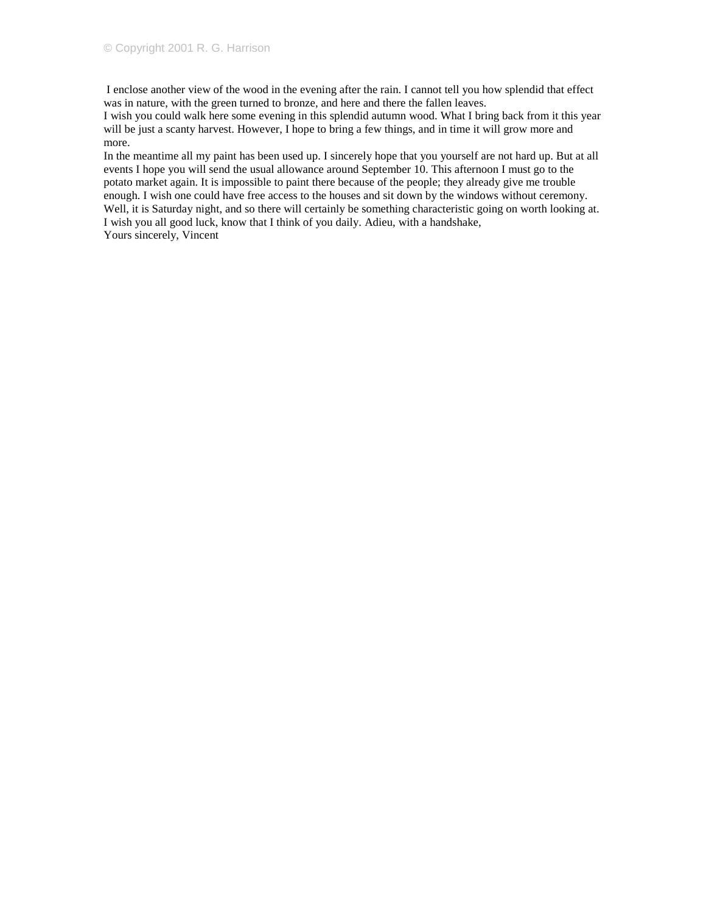I enclose another view of the wood in the evening after the rain. I cannot tell you how splendid that effect was in nature, with the green turned to bronze, and here and there the fallen leaves.

I wish you could walk here some evening in this splendid autumn wood. What I bring back from it this year will be just a scanty harvest. However, I hope to bring a few things, and in time it will grow more and more.

In the meantime all my paint has been used up. I sincerely hope that you yourself are not hard up. But at all events I hope you will send the usual allowance around September 10. This afternoon I must go to the potato market again. It is impossible to paint there because of the people; they already give me trouble enough. I wish one could have free access to the houses and sit down by the windows without ceremony. Well, it is Saturday night, and so there will certainly be something characteristic going on worth looking at.

I wish you all good luck, know that I think of you daily. Adieu, with a handshake,

Yours sincerely, Vincent